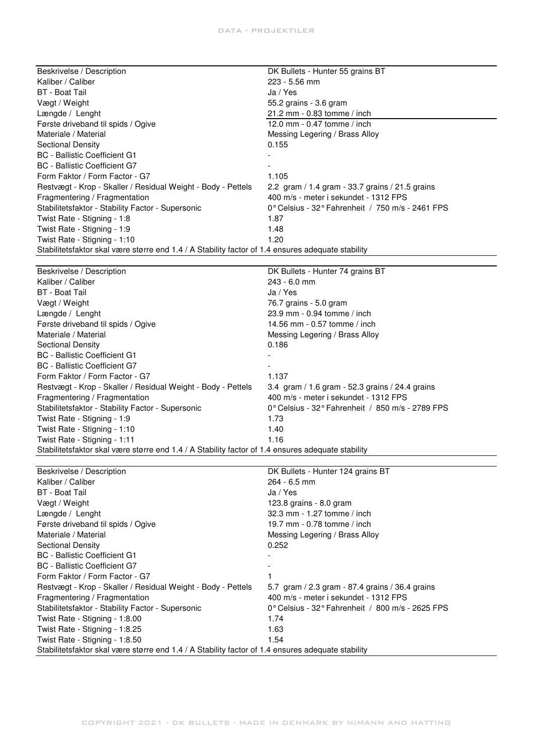| Beskrivelse / Description | DK Bullets - Hunter 55 grains BT |
|---|---|
| Kaliber / Caliber | 223 - 5.56 mm |
| BT - Boat Tail | Ja / Yes |
| Vægt / Weight | 55.2 grains - 3.6 gram |
| Længde / Lenght | 21.2 mm - 0.83 tomme / inch |
| Første driveband til spids / Ogive | 12.0 mm - 0.47 tomme / inch |
| Materiale / Material | Messing Legering / Brass Alloy |
| Sectional Density | 0.155 |
| BC - Ballistic Coefficient G1 | - |
| BC - Ballistic Coefficient G7 | - |
| Form Faktor / Form Factor - G7 | 1.105 |
| Restvægt - Krop - Skaller / Residual Weight - Body - Pettels | 2.2 gram / 1.4 gram - 33.7 grains / 21.5 grains |
| Fragmentering / Fragmentation | 400 m/s - meter i sekundet - 1312 FPS |
| Stabilitetsfaktor - Stability Factor - Supersonic | 0° Celsius - 32° Fahrenheit / 750 m/s - 2461 FPS |
| Twist Rate - Stigning - 1:8 | 1.87 |
| Twist Rate - Stigning - 1:9 | 1.48 |
| Twist Rate - Stigning - 1:10 | 1.20 |
| Stabilitetsfaktor skal være større end 1.4 / A Stability factor of 1.4 ensures adequate stability | |

| Beskrivelse / Description | DK Bullets - Hunter 74 grains BT |
|---|---|
| Kaliber / Caliber | 243 - 6.0 mm |
| BT - Boat Tail | Ja / Yes |
| Vægt / Weight | 76.7 grains - 5.0 gram |
| Længde / Lenght | 23.9 mm - 0.94 tomme / inch |
| Første driveband til spids / Ogive | 14.56 mm - 0.57 tomme / inch |
| Materiale / Material | Messing Legering / Brass Alloy |
| Sectional Density | 0.186 |
| BC - Ballistic Coefficient G1 | - |
| BC - Ballistic Coefficient G7 | - |
| Form Faktor / Form Factor - G7 | 1.137 |
| Restvægt - Krop - Skaller / Residual Weight - Body - Pettels | 3.4 gram / 1.6 gram - 52.3 grains / 24.4 grains |
| Fragmentering / Fragmentation | 400 m/s - meter i sekundet - 1312 FPS |
| Stabilitetsfaktor - Stability Factor - Supersonic | 0° Celsius - 32° Fahrenheit / 850 m/s - 2789 FPS |
| Twist Rate - Stigning - 1:9 | 1.73 |
| Twist Rate - Stigning - 1:10 | 1.40 |
| Twist Rate - Stigning - 1:11 | 1.16 |
| Stabilitetsfaktor skal være større end 1.4 / A Stability factor of 1.4 ensures adequate stability | |

| Beskrivelse / Description | DK Bullets - Hunter 124 grains BT |
|---|---|
| Kaliber / Caliber | 264 - 6.5 mm |
| BT - Boat Tail | Ja / Yes |
| Vægt / Weight | 123.8 grains - 8.0 gram |
| Længde / Lenght | 32.3 mm - 1.27 tomme / inch |
| Første driveband til spids / Ogive | 19.7 mm - 0.78 tomme / inch |
| Materiale / Material | Messing Legering / Brass Alloy |
| Sectional Density | 0.252 |
| BC - Ballistic Coefficient G1 | - |
| BC - Ballistic Coefficient G7 | - |
| Form Faktor / Form Factor - G7 | 1 |
| Restvægt - Krop - Skaller / Residual Weight - Body - Pettels | 5.7 gram / 2.3 gram - 87.4 grains / 36.4 grains |
| Fragmentering / Fragmentation | 400 m/s - meter i sekundet - 1312 FPS |
| Stabilitetsfaktor - Stability Factor - Supersonic | 0° Celsius - 32° Fahrenheit / 800 m/s - 2625 FPS |
| Twist Rate - Stigning - 1:8.00 | 1.74 |
| Twist Rate - Stigning - 1:8.25 | 1.63 |
| Twist Rate - Stigning - 1:8.50 | 1.54 |
| Stabilitetsfaktor skal være større end 1.4 / A Stability factor of 1.4 ensures adequate stability | |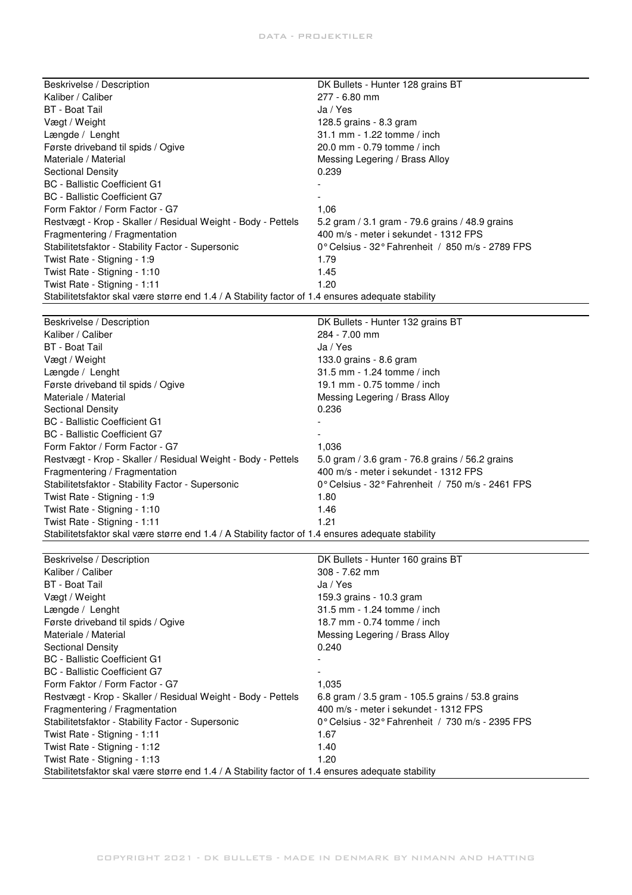| Beskrivelse / Description | DK Bullets - Hunter 128 grains BT |
|---|---|
| Kaliber / Caliber | 277 - 6.80 mm |
| BT - Boat Tail | Ja / Yes |
| Vægt / Weight | 128.5 grains - 8.3 gram |
| Længde / Lenght | 31.1 mm - 1.22 tomme / inch |
| Første driveband til spids / Ogive | 20.0 mm - 0.79 tomme / inch |
| Materiale / Material | Messing Legering / Brass Alloy |
| Sectional Density | 0.239 |
| BC - Ballistic Coefficient G1 | - |
| BC - Ballistic Coefficient G7 | - |
| Form Faktor / Form Factor - G7 | 1,06 |
| Restvægt - Krop - Skaller / Residual Weight - Body - Pettels | 5.2 gram / 3.1 gram - 79.6 grains / 48.9 grains |
| Fragmentering / Fragmentation | 400 m/s - meter i sekundet - 1312 FPS |
| Stabilitetsfaktor - Stability Factor - Supersonic | 0° Celsius - 32° Fahrenheit / 850 m/s - 2789 FPS |
| Twist Rate - Stigning - 1:9 | 1.79 |
| Twist Rate - Stigning - 1:10 | 1.45 |
| Twist Rate - Stigning - 1:11 | 1.20 |

Stabilitetsfaktor skal være større end 1.4 / A Stability factor of 1.4 ensures adequate stability

| Beskrivelse / Description | DK Bullets - Hunter 132 grains BT |
|---|---|
| Kaliber / Caliber | 284 - 7.00 mm |
| BT - Boat Tail | Ja / Yes |
| Vægt / Weight | 133.0 grains - 8.6 gram |
| Længde / Lenght | 31.5 mm - 1.24 tomme / inch |
| Første driveband til spids / Ogive | 19.1 mm - 0.75 tomme / inch |
| Materiale / Material | Messing Legering / Brass Alloy |
| Sectional Density | 0.236 |
| BC - Ballistic Coefficient G1 | - |
| BC - Ballistic Coefficient G7 | - |
| Form Faktor / Form Factor - G7 | 1,036 |
| Restvægt - Krop - Skaller / Residual Weight - Body - Pettels | 5.0 gram / 3.6 gram - 76.8 grains / 56.2 grains |
| Fragmentering / Fragmentation | 400 m/s - meter i sekundet - 1312 FPS |
| Stabilitetsfaktor - Stability Factor - Supersonic | 0° Celsius - 32° Fahrenheit / 750 m/s - 2461 FPS |
| Twist Rate - Stigning - 1:9 | 1.80 |
| Twist Rate - Stigning - 1:10 | 1.46 |
| Twist Rate - Stigning - 1:11 | 1.21 |

Stabilitetsfaktor skal være større end 1.4 / A Stability factor of 1.4 ensures adequate stability

| Beskrivelse / Description | DK Bullets - Hunter 160 grains BT |
|---|---|
| Kaliber / Caliber | 308 - 7.62 mm |
| BT - Boat Tail | Ja / Yes |
| Vægt / Weight | 159.3 grains - 10.3 gram |
| Længde / Lenght | 31.5 mm - 1.24 tomme / inch |
| Første driveband til spids / Ogive | 18.7 mm - 0.74 tomme / inch |
| Materiale / Material | Messing Legering / Brass Alloy |
| Sectional Density | 0.240 |
| BC - Ballistic Coefficient G1 | - |
| BC - Ballistic Coefficient G7 | - |
| Form Faktor / Form Factor - G7 | 1,035 |
| Restvægt - Krop - Skaller / Residual Weight - Body - Pettels | 6.8 gram / 3.5 gram - 105.5 grains / 53.8 grains |
| Fragmentering / Fragmentation | 400 m/s - meter i sekundet - 1312 FPS |
| Stabilitetsfaktor - Stability Factor - Supersonic | 0° Celsius - 32° Fahrenheit / 730 m/s - 2395 FPS |
| Twist Rate - Stigning - 1:11 | 1.67 |
| Twist Rate - Stigning - 1:12 | 1.40 |
| Twist Rate - Stigning - 1:13 | 1.20 |

Stabilitetsfaktor skal være større end 1.4 / A Stability factor of 1.4 ensures adequate stability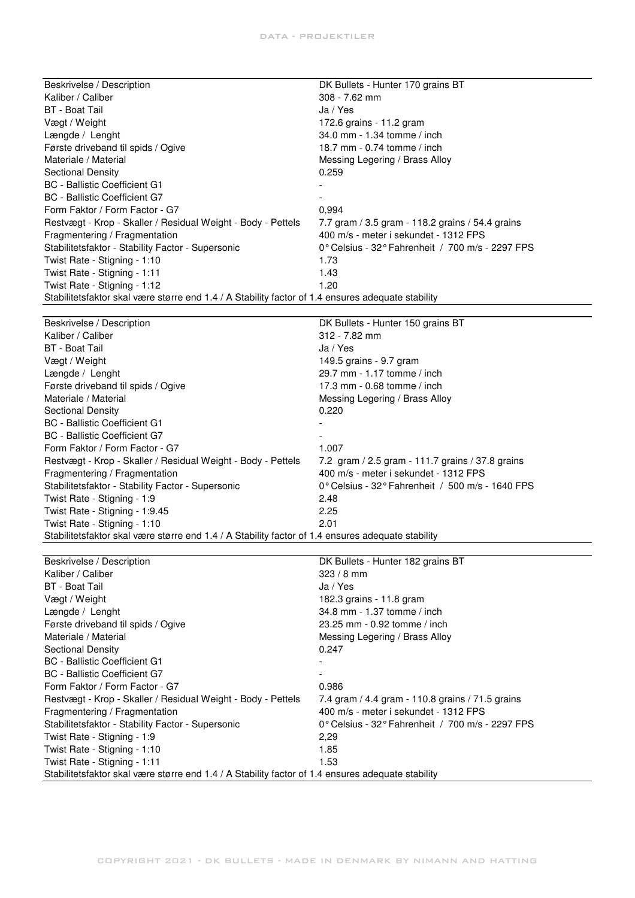| Beskrivelse / Description | DK Bullets - Hunter 170 grains BT |
|---|---|
| Kaliber / Caliber | 308 - 7.62 mm |
| BT - Boat Tail | Ja / Yes |
| Vægt / Weight | 172.6 grains - 11.2 gram |
| Længde / Lenght | 34.0 mm - 1.34 tomme / inch |
| Første driveband til spids / Ogive | 18.7 mm - 0.74 tomme / inch |
| Materiale / Material | Messing Legering / Brass Alloy |
| Sectional Density | 0.259 |
| BC - Ballistic Coefficient G1 | - |
| BC - Ballistic Coefficient G7 | - |
| Form Faktor / Form Factor - G7 | 0,994 |
| Restvægt - Krop - Skaller / Residual Weight - Body - Pettels | 7.7 gram / 3.5 gram - 118.2 grains / 54.4 grains |
| Fragmentering / Fragmentation | 400 m/s - meter i sekundet - 1312 FPS |
| Stabilitetsfaktor - Stability Factor - Supersonic | 0° Celsius - 32° Fahrenheit / 700 m/s - 2297 FPS |
| Twist Rate - Stigning - 1:10 | 1.73 |
| Twist Rate - Stigning - 1:11 | 1.43 |
| Twist Rate - Stigning - 1:12 | 1.20 |
| Stabilitetsfaktor skal være større end 1.4 / A Stability factor of 1.4 ensures adequate stability | |

| Beskrivelse / Description | DK Bullets - Hunter 150 grains BT |
|---|---|
| Kaliber / Caliber | 312 - 7.82 mm |
| BT - Boat Tail | Ja / Yes |
| Vægt / Weight | 149.5 grains - 9.7 gram |
| Længde / Lenght | 29.7 mm - 1.17 tomme / inch |
| Første driveband til spids / Ogive | 17.3 mm - 0.68 tomme / inch |
| Materiale / Material | Messing Legering / Brass Alloy |
| Sectional Density | 0.220 |
| BC - Ballistic Coefficient G1 | - |
| BC - Ballistic Coefficient G7 | - |
| Form Faktor / Form Factor - G7 | 1.007 |
| Restvægt - Krop - Skaller / Residual Weight - Body - Pettels | 7.2 gram / 2.5 gram - 111.7 grains / 37.8 grains |
| Fragmentering / Fragmentation | 400 m/s - meter i sekundet - 1312 FPS |
| Stabilitetsfaktor - Stability Factor - Supersonic | 0° Celsius - 32° Fahrenheit / 500 m/s - 1640 FPS |
| Twist Rate - Stigning - 1:9 | 2.48 |
| Twist Rate - Stigning - 1:9.45 | 2.25 |
| Twist Rate - Stigning - 1:10 | 2.01 |
| Stabilitetsfaktor skal være større end 1.4 / A Stability factor of 1.4 ensures adequate stability | |

| Beskrivelse / Description | DK Bullets - Hunter 182 grains BT |
|---|---|
| Kaliber / Caliber | 323 / 8 mm |
| BT - Boat Tail | Ja / Yes |
| Vægt / Weight | 182.3 grains - 11.8 gram |
| Længde / Lenght | 34.8 mm - 1.37 tomme / inch |
| Første driveband til spids / Ogive | 23.25 mm - 0.92 tomme / inch |
| Materiale / Material | Messing Legering / Brass Alloy |
| Sectional Density | 0.247 |
| BC - Ballistic Coefficient G1 | - |
| BC - Ballistic Coefficient G7 | - |
| Form Faktor / Form Factor - G7 | 0.986 |
| Restvægt - Krop - Skaller / Residual Weight - Body - Pettels | 7.4 gram / 4.4 gram - 110.8 grains / 71.5 grains |
| Fragmentering / Fragmentation | 400 m/s - meter i sekundet - 1312 FPS |
| Stabilitetsfaktor - Stability Factor - Supersonic | 0° Celsius - 32° Fahrenheit / 700 m/s - 2297 FPS |
| Twist Rate - Stigning - 1:9 | 2,29 |
| Twist Rate - Stigning - 1:10 | 1.85 |
| Twist Rate - Stigning - 1:11 | 1.53 |
| Stabilitetsfaktor skal være større end 1.4 / A Stability factor of 1.4 ensures adequate stability | |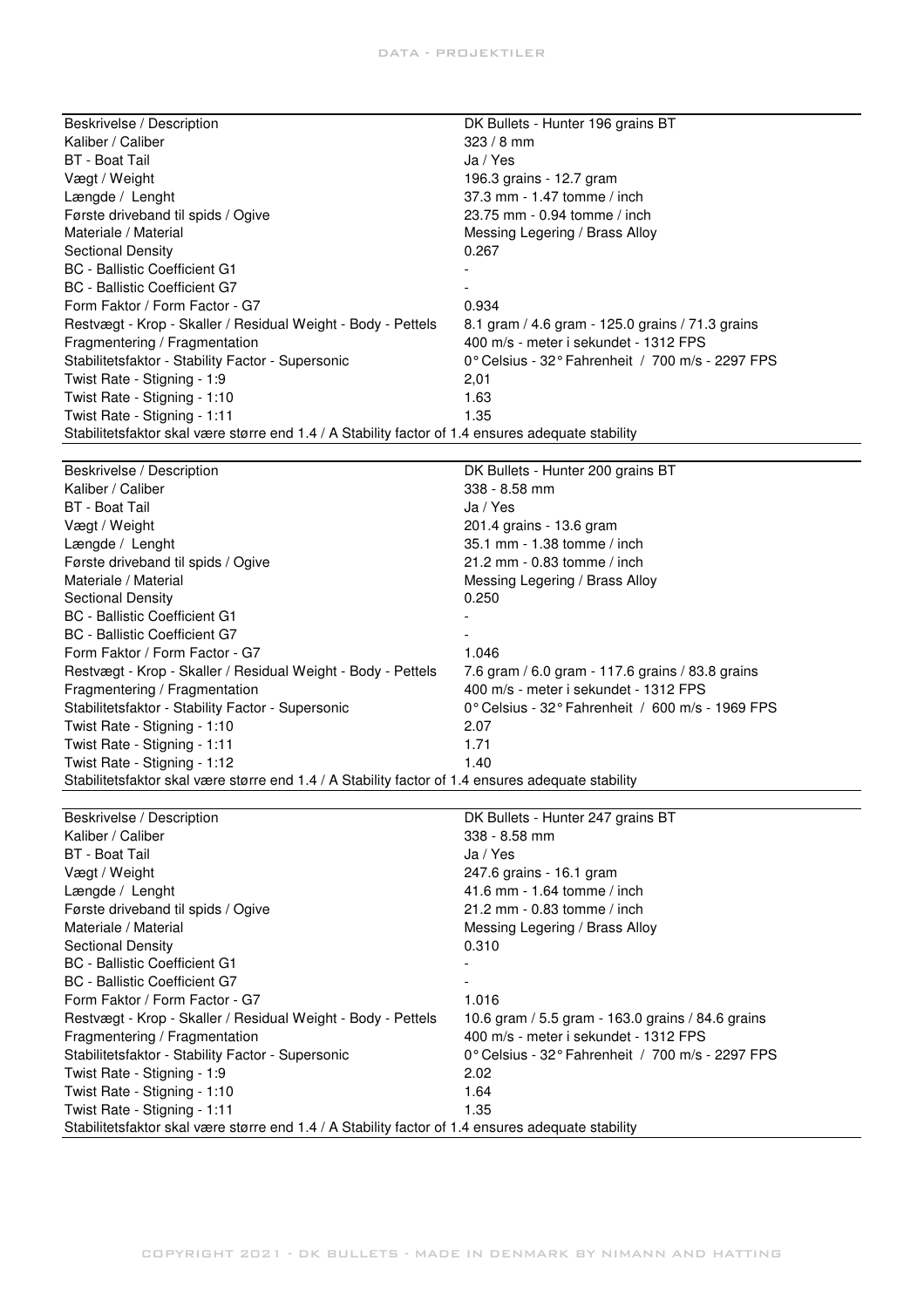| Beskrivelse / Description | DK Bullets - Hunter 196 grains BT |
|---|---|
| Kaliber / Caliber | 323 / 8 mm |
| BT - Boat Tail | Ja / Yes |
| Vægt / Weight | 196.3 grains - 12.7 gram |
| Længde / Lenght | 37.3 mm - 1.47 tomme / inch |
| Første driveband til spids / Ogive | 23.75 mm - 0.94 tomme / inch |
| Materiale / Material | Messing Legering / Brass Alloy |
| Sectional Density | 0.267 |
| BC - Ballistic Coefficient G1 | - |
| BC - Ballistic Coefficient G7 | - |
| Form Faktor / Form Factor - G7 | 0.934 |
| Restvægt - Krop - Skaller / Residual Weight - Body - Pettels | 8.1 gram / 4.6 gram - 125.0 grains / 71.3 grains |
| Fragmentering / Fragmentation | 400 m/s - meter i sekundet - 1312 FPS |
| Stabilitetsfaktor - Stability Factor - Supersonic | 0° Celsius - 32° Fahrenheit / 700 m/s - 2297 FPS |
| Twist Rate - Stigning - 1:9 | 2,01 |
| Twist Rate - Stigning - 1:10 | 1.63 |
| Twist Rate - Stigning - 1:11 | 1.35 |
| Stabilitetsfaktor skal være større end 1.4 / A Stability factor of 1.4 ensures adequate stability | |

| Beskrivelse / Description | DK Bullets - Hunter 200 grains BT |
|---|---|
| Kaliber / Caliber | 338 - 8.58 mm |
| BT - Boat Tail | Ja / Yes |
| Vægt / Weight | 201.4 grains - 13.6 gram |
| Længde / Lenght | 35.1 mm - 1.38 tomme / inch |
| Første driveband til spids / Ogive | 21.2 mm - 0.83 tomme / inch |
| Materiale / Material | Messing Legering / Brass Alloy |
| Sectional Density | 0.250 |
| BC - Ballistic Coefficient G1 | - |
| BC - Ballistic Coefficient G7 | - |
| Form Faktor / Form Factor - G7 | 1.046 |
| Restvægt - Krop - Skaller / Residual Weight - Body - Pettels | 7.6 gram / 6.0 gram - 117.6 grains / 83.8 grains |
| Fragmentering / Fragmentation | 400 m/s - meter i sekundet - 1312 FPS |
| Stabilitetsfaktor - Stability Factor - Supersonic | 0° Celsius - 32° Fahrenheit / 600 m/s - 1969 FPS |
| Twist Rate - Stigning - 1:10 | 2.07 |
| Twist Rate - Stigning - 1:11 | 1.71 |
| Twist Rate - Stigning - 1:12 | 1.40 |
| Stabilitetsfaktor skal være større end 1.4 / A Stability factor of 1.4 ensures adequate stability | |

| Beskrivelse / Description | DK Bullets - Hunter 247 grains BT |
|---|---|
| Kaliber / Caliber | 338 - 8.58 mm |
| BT - Boat Tail | Ja / Yes |
| Vægt / Weight | 247.6 grains - 16.1 gram |
| Længde / Lenght | 41.6 mm - 1.64 tomme / inch |
| Første driveband til spids / Ogive | 21.2 mm - 0.83 tomme / inch |
| Materiale / Material | Messing Legering / Brass Alloy |
| Sectional Density | 0.310 |
| BC - Ballistic Coefficient G1 | - |
| BC - Ballistic Coefficient G7 | - |
| Form Faktor / Form Factor - G7 | 1.016 |
| Restvægt - Krop - Skaller / Residual Weight - Body - Pettels | 10.6 gram / 5.5 gram - 163.0 grains / 84.6 grains |
| Fragmentering / Fragmentation | 400 m/s - meter i sekundet - 1312 FPS |
| Stabilitetsfaktor - Stability Factor - Supersonic | 0° Celsius - 32° Fahrenheit / 700 m/s - 2297 FPS |
| Twist Rate - Stigning - 1:9 | 2.02 |
| Twist Rate - Stigning - 1:10 | 1.64 |
| Twist Rate - Stigning - 1:11 | 1.35 |
| Stabilitetsfaktor skal være større end 1.4 / A Stability factor of 1.4 ensures adequate stability | |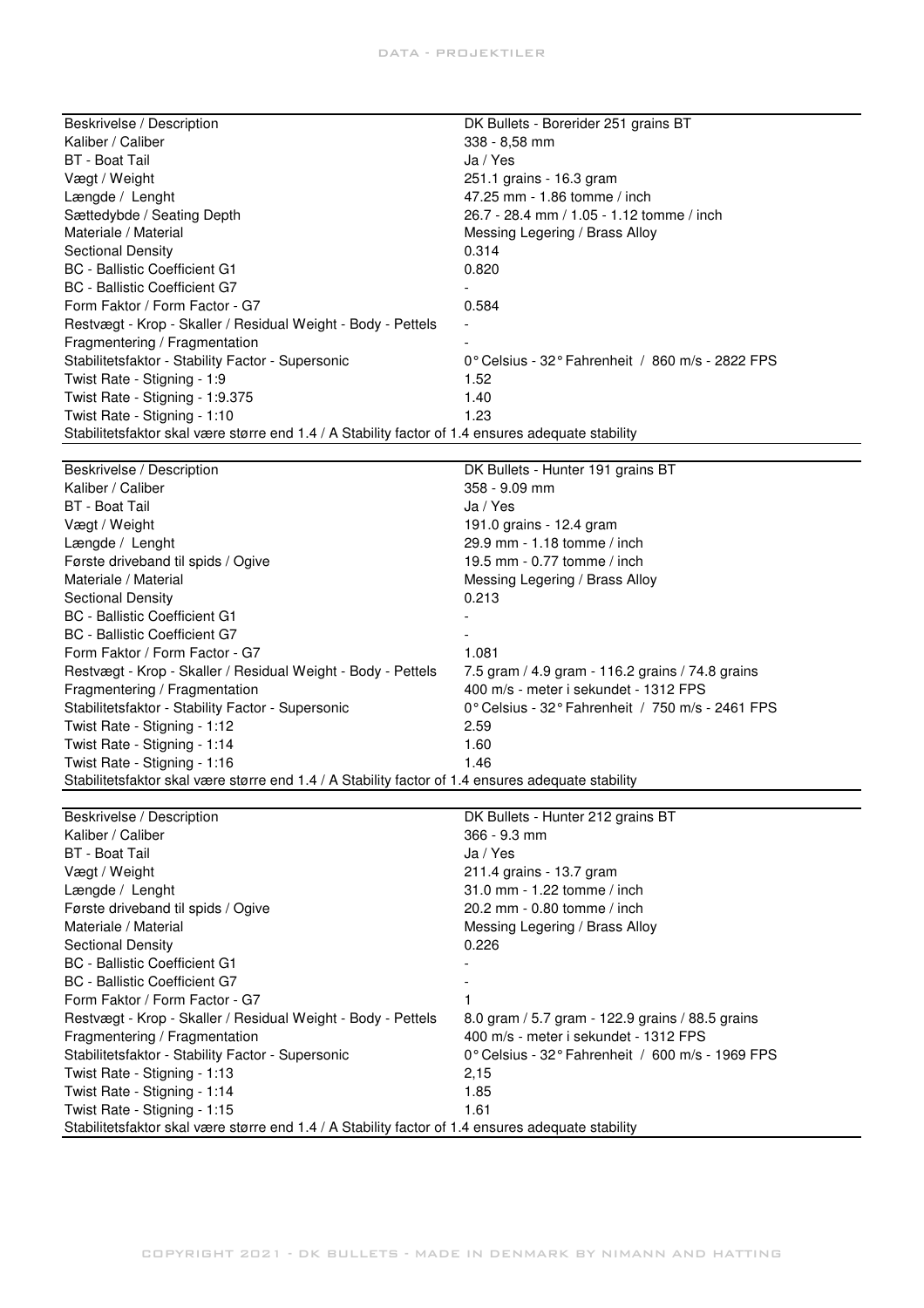| Beskrivelse / Description | DK Bullets - Borerider 251 grains BT |
|---|---|
| Kaliber / Caliber | 338 - 8,58 mm |
| BT - Boat Tail | Ja / Yes |
| Vægt / Weight | 251.1 grains - 16.3 gram |
| Længde / Lenght | 47.25 mm - 1.86 tomme / inch |
| Sættedybde / Seating Depth | 26.7 - 28.4 mm / 1.05 - 1.12 tomme / inch |
| Materiale / Material | Messing Legering / Brass Alloy |
| Sectional Density | 0.314 |
| BC - Ballistic Coefficient G1 | 0.820 |
| BC - Ballistic Coefficient G7 | - |
| Form Faktor / Form Factor - G7 | 0.584 |
| Restvægt - Krop - Skaller / Residual Weight - Body - Pettels | - |
| Fragmentering / Fragmentation | - |
| Stabilitetsfaktor - Stability Factor - Supersonic | 0° Celsius - 32° Fahrenheit / 860 m/s - 2822 FPS |
| Twist Rate - Stigning - 1:9 | 1.52 |
| Twist Rate - Stigning - 1:9.375 | 1.40 |
| Twist Rate - Stigning - 1:10 | 1.23 |
| Stabilitetsfaktor skal være større end 1.4 / A Stability factor of 1.4 ensures adequate stability | |

| Beskrivelse / Description | DK Bullets - Hunter 191 grains BT |
|---|---|
| Kaliber / Caliber | 358 - 9.09 mm |
| BT - Boat Tail | Ja / Yes |
| Vægt / Weight | 191.0 grains - 12.4 gram |
| Længde / Lenght | 29.9 mm - 1.18 tomme / inch |
| Første driveband til spids / Ogive | 19.5 mm - 0.77 tomme / inch |
| Materiale / Material | Messing Legering / Brass Alloy |
| Sectional Density | 0.213 |
| BC - Ballistic Coefficient G1 | - |
| BC - Ballistic Coefficient G7 | - |
| Form Faktor / Form Factor - G7 | 1.081 |
| Restvægt - Krop - Skaller / Residual Weight - Body - Pettels | 7.5 gram / 4.9 gram - 116.2 grains / 74.8 grains |
| Fragmentering / Fragmentation | 400 m/s - meter i sekundet - 1312 FPS |
| Stabilitetsfaktor - Stability Factor - Supersonic | 0° Celsius - 32° Fahrenheit / 750 m/s - 2461 FPS |
| Twist Rate - Stigning - 1:12 | 2.59 |
| Twist Rate - Stigning - 1:14 | 1.60 |
| Twist Rate - Stigning - 1:16 | 1.46 |
| Stabilitetsfaktor skal være større end 1.4 / A Stability factor of 1.4 ensures adequate stability | |

| Beskrivelse / Description | DK Bullets - Hunter 212 grains BT |
|---|---|
| Kaliber / Caliber | 366 - 9.3 mm |
| BT - Boat Tail | Ja / Yes |
| Vægt / Weight | 211.4 grains - 13.7 gram |
| Længde / Lenght | 31.0 mm - 1.22 tomme / inch |
| Første driveband til spids / Ogive | 20.2 mm - 0.80 tomme / inch |
| Materiale / Material | Messing Legering / Brass Alloy |
| Sectional Density | 0.226 |
| BC - Ballistic Coefficient G1 | - |
| BC - Ballistic Coefficient G7 | - |
| Form Faktor / Form Factor - G7 | 1 |
| Restvægt - Krop - Skaller / Residual Weight - Body - Pettels | 8.0 gram / 5.7 gram - 122.9 grains / 88.5 grains |
| Fragmentering / Fragmentation | 400 m/s - meter i sekundet - 1312 FPS |
| Stabilitetsfaktor - Stability Factor - Supersonic | 0° Celsius - 32° Fahrenheit / 600 m/s - 1969 FPS |
| Twist Rate - Stigning - 1:13 | 2,15 |
| Twist Rate - Stigning - 1:14 | 1.85 |
| Twist Rate - Stigning - 1:15 | 1.61 |
| Stabilitetsfaktor skal være større end 1.4 / A Stability factor of 1.4 ensures adequate stability | |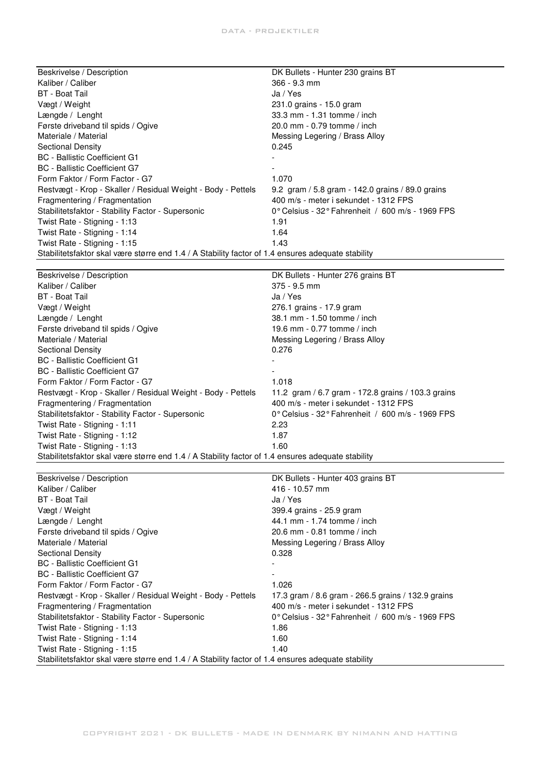| Beskrivelse / Description | DK Bullets - Hunter 230 grains BT |
| --- | --- |
| Kaliber / Caliber | 366 - 9.3 mm |
| BT - Boat Tail | Ja / Yes |
| Vægt / Weight | 231.0 grains - 15.0 gram |
| Længde / Lenght | 33.3 mm - 1.31 tomme / inch |
| Første driveband til spids / Ogive | 20.0 mm - 0.79 tomme / inch |
| Materiale / Material | Messing Legering / Brass Alloy |
| Sectional Density | 0.245 |
| BC - Ballistic Coefficient G1 | - |
| BC - Ballistic Coefficient G7 | - |
| Form Faktor / Form Factor - G7 | 1.070 |
| Restvægt - Krop - Skaller / Residual Weight - Body - Pettels | 9.2 gram / 5.8 gram - 142.0 grains / 89.0 grains |
| Fragmentering / Fragmentation | 400 m/s - meter i sekundet - 1312 FPS |
| Stabilitetsfaktor - Stability Factor - Supersonic | 0° Celsius - 32° Fahrenheit / 600 m/s - 1969 FPS |
| Twist Rate - Stigning - 1:13 | 1.91 |
| Twist Rate - Stigning - 1:14 | 1.64 |
| Twist Rate - Stigning - 1:15 | 1.43 |
| Stabilitetsfaktor skal være større end 1.4 / A Stability factor of 1.4 ensures adequate stability | |

| Beskrivelse / Description | DK Bullets - Hunter 276 grains BT |
| --- | --- |
| Kaliber / Caliber | 375 - 9.5 mm |
| BT - Boat Tail | Ja / Yes |
| Vægt / Weight | 276.1 grains - 17.9 gram |
| Længde / Lenght | 38.1 mm - 1.50 tomme / inch |
| Første driveband til spids / Ogive | 19.6 mm - 0.77 tomme / inch |
| Materiale / Material | Messing Legering / Brass Alloy |
| Sectional Density | 0.276 |
| BC - Ballistic Coefficient G1 | - |
| BC - Ballistic Coefficient G7 | - |
| Form Faktor / Form Factor - G7 | 1.018 |
| Restvægt - Krop - Skaller / Residual Weight - Body - Pettels | 11.2 gram / 6.7 gram - 172.8 grains / 103.3 grains |
| Fragmentering / Fragmentation | 400 m/s - meter i sekundet - 1312 FPS |
| Stabilitetsfaktor - Stability Factor - Supersonic | 0° Celsius - 32° Fahrenheit / 600 m/s - 1969 FPS |
| Twist Rate - Stigning - 1:11 | 2.23 |
| Twist Rate - Stigning - 1:12 | 1.87 |
| Twist Rate - Stigning - 1:13 | 1.60 |
| Stabilitetsfaktor skal være større end 1.4 / A Stability factor of 1.4 ensures adequate stability | |

| Beskrivelse / Description | DK Bullets - Hunter 403 grains BT |
| --- | --- |
| Kaliber / Caliber | 416 - 10.57 mm |
| BT - Boat Tail | Ja / Yes |
| Vægt / Weight | 399.4 grains - 25.9 gram |
| Længde / Lenght | 44.1 mm - 1.74 tomme / inch |
| Første driveband til spids / Ogive | 20.6 mm - 0.81 tomme / inch |
| Materiale / Material | Messing Legering / Brass Alloy |
| Sectional Density | 0.328 |
| BC - Ballistic Coefficient G1 | - |
| BC - Ballistic Coefficient G7 | - |
| Form Faktor / Form Factor - G7 | 1.026 |
| Restvægt - Krop - Skaller / Residual Weight - Body - Pettels | 17.3 gram / 8.6 gram - 266.5 grains / 132.9 grains |
| Fragmentering / Fragmentation | 400 m/s - meter i sekundet - 1312 FPS |
| Stabilitetsfaktor - Stability Factor - Supersonic | 0° Celsius - 32° Fahrenheit / 600 m/s - 1969 FPS |
| Twist Rate - Stigning - 1:13 | 1.86 |
| Twist Rate - Stigning - 1:14 | 1.60 |
| Twist Rate - Stigning - 1:15 | 1.40 |
| Stabilitetsfaktor skal være større end 1.4 / A Stability factor of 1.4 ensures adequate stability | |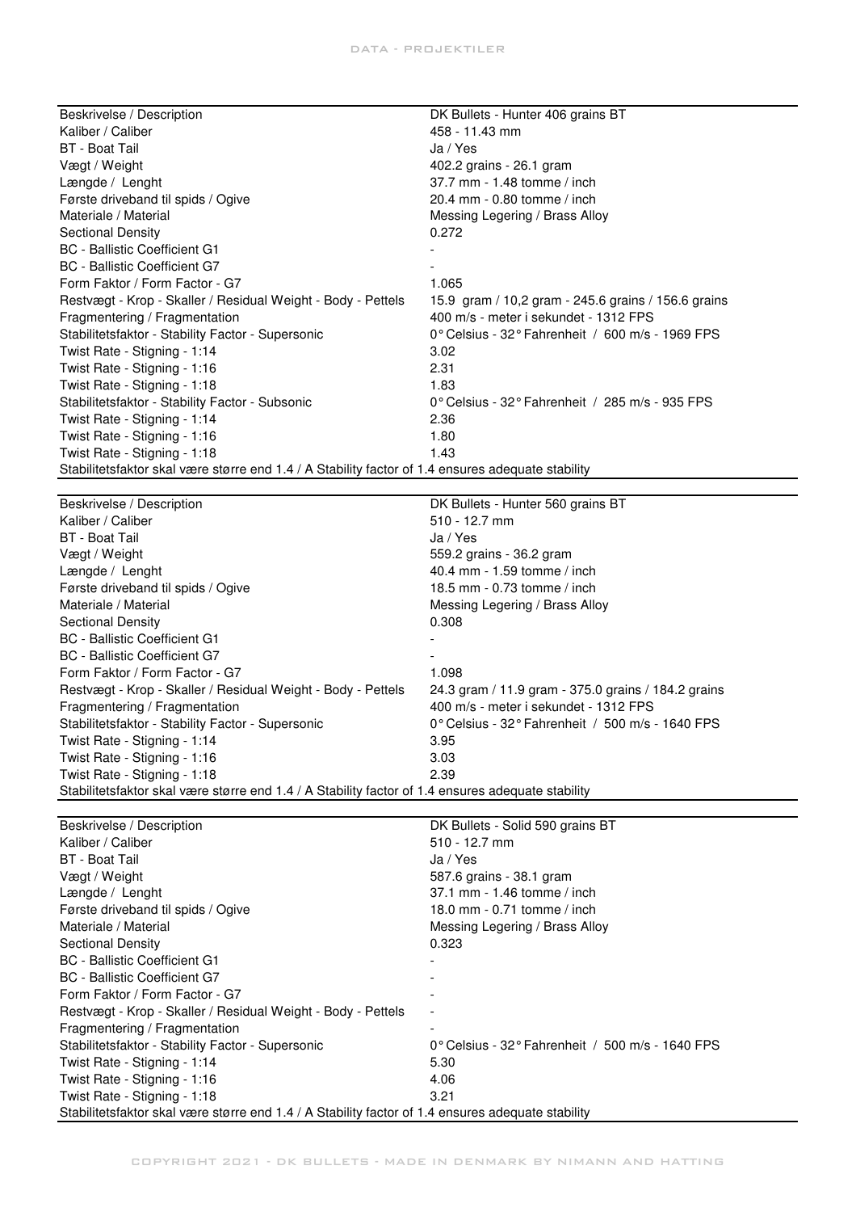| | |
|---|---|
| Beskrivelse / Description | DK Bullets - Hunter 406 grains BT |
| Kaliber / Caliber | 458 - 11.43 mm |
| BT - Boat Tail | Ja / Yes |
| Vægt / Weight | 402.2 grains - 26.1 gram |
| Længde / Lenght | 37.7 mm - 1.48 tomme / inch |
| Første driveband til spids / Ogive | 20.4 mm - 0.80 tomme / inch |
| Materiale / Material | Messing Legering / Brass Alloy |
| Sectional Density | 0.272 |
| BC - Ballistic Coefficient G1 | - |
| BC - Ballistic Coefficient G7 | - |
| Form Faktor / Form Factor - G7 | 1.065 |
| Restvægt - Krop - Skaller / Residual Weight - Body - Pettels | 15.9 gram / 10,2 gram - 245.6 grains / 156.6 grains |
| Fragmentering / Fragmentation | 400 m/s - meter i sekundet - 1312 FPS |
| Stabilitetsfaktor - Stability Factor - Supersonic | 0° Celsius - 32° Fahrenheit / 600 m/s - 1969 FPS |
| Twist Rate - Stigning - 1:14 | 3.02 |
| Twist Rate - Stigning - 1:16 | 2.31 |
| Twist Rate - Stigning - 1:18 | 1.83 |
| Stabilitetsfaktor - Stability Factor - Subsonic | 0° Celsius - 32° Fahrenheit / 285 m/s - 935 FPS |
| Twist Rate - Stigning - 1:14 | 2.36 |
| Twist Rate - Stigning - 1:16 | 1.80 |
| Twist Rate - Stigning - 1:18 | 1.43 |
| Stabilitetsfaktor skal være større end 1.4 / A Stability factor of 1.4 ensures adequate stability | |

| | |
|---|---|
| Beskrivelse / Description | DK Bullets - Hunter 560 grains BT |
| Kaliber / Caliber | 510 - 12.7 mm |
| BT - Boat Tail | Ja / Yes |
| Vægt / Weight | 559.2 grains - 36.2 gram |
| Længde / Lenght | 40.4 mm - 1.59 tomme / inch |
| Første driveband til spids / Ogive | 18.5 mm - 0.73 tomme / inch |
| Materiale / Material | Messing Legering / Brass Alloy |
| Sectional Density | 0.308 |
| BC - Ballistic Coefficient G1 | - |
| BC - Ballistic Coefficient G7 | - |
| Form Faktor / Form Factor - G7 | 1.098 |
| Restvægt - Krop - Skaller / Residual Weight - Body - Pettels | 24.3 gram / 11.9 gram - 375.0 grains / 184.2 grains |
| Fragmentering / Fragmentation | 400 m/s - meter i sekundet - 1312 FPS |
| Stabilitetsfaktor - Stability Factor - Supersonic | 0° Celsius - 32° Fahrenheit / 500 m/s - 1640 FPS |
| Twist Rate - Stigning - 1:14 | 3.95 |
| Twist Rate - Stigning - 1:16 | 3.03 |
| Twist Rate - Stigning - 1:18 | 2.39 |
| Stabilitetsfaktor skal være større end 1.4 / A Stability factor of 1.4 ensures adequate stability | |

| | |
|---|---|
| Beskrivelse / Description | DK Bullets - Solid 590 grains BT |
| Kaliber / Caliber | 510 - 12.7 mm |
| BT - Boat Tail | Ja / Yes |
| Vægt / Weight | 587.6 grains - 38.1 gram |
| Længde / Lenght | 37.1 mm - 1.46 tomme / inch |
| Første driveband til spids / Ogive | 18.0 mm - 0.71 tomme / inch |
| Materiale / Material | Messing Legering / Brass Alloy |
| Sectional Density | 0.323 |
| BC - Ballistic Coefficient G1 | - |
| BC - Ballistic Coefficient G7 | - |
| Form Faktor / Form Factor - G7 | - |
| Restvægt - Krop - Skaller / Residual Weight - Body - Pettels | - |
| Fragmentering / Fragmentation | - |
| Stabilitetsfaktor - Stability Factor - Supersonic | 0° Celsius - 32° Fahrenheit / 500 m/s - 1640 FPS |
| Twist Rate - Stigning - 1:14 | 5.30 |
| Twist Rate - Stigning - 1:16 | 4.06 |
| Twist Rate - Stigning - 1:18 | 3.21 |
| Stabilitetsfaktor skal være større end 1.4 / A Stability factor of 1.4 ensures adequate stability | |